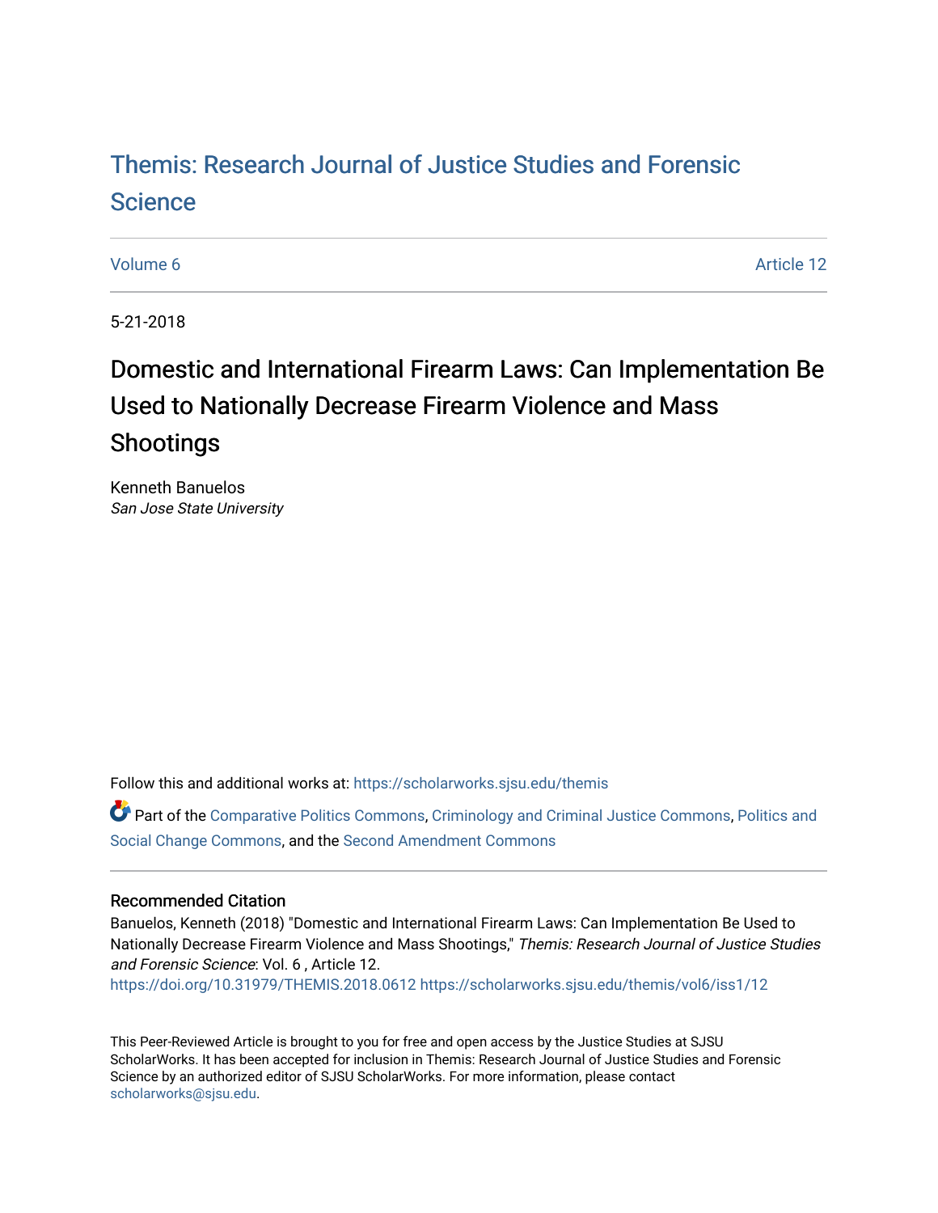# Themis: Research Journal of Justice Studies and Forensic Science

Volume 6 Article 12

5-21-2018

## Domestic and International Firearm Laws: Can Implementation Be Used to Nationally Decrease Firearm Violence and Mass Shootings

Kenneth Banuelos
*San Jose State University*

Follow this and additional works at: https://scholarworks.sjsu.edu/themis

Part of the Comparative Politics Commons, Criminology and Criminal Justice Commons, Politics and Social Change Commons, and the Second Amendment Commons

### Recommended Citation

Banuelos, Kenneth (2018) "Domestic and International Firearm Laws: Can Implementation Be Used to Nationally Decrease Firearm Violence and Mass Shootings," *Themis: Research Journal of Justice Studies and Forensic Science*: Vol. 6 , Article 12.
https://doi.org/10.31979/THEMIS.2018.0612 https://scholarworks.sjsu.edu/themis/vol6/iss1/12

This Peer-Reviewed Article is brought to you for free and open access by the Justice Studies at SJSU ScholarWorks. It has been accepted for inclusion in Themis: Research Journal of Justice Studies and Forensic Science by an authorized editor of SJSU ScholarWorks. For more information, please contact scholarworks@sjsu.edu.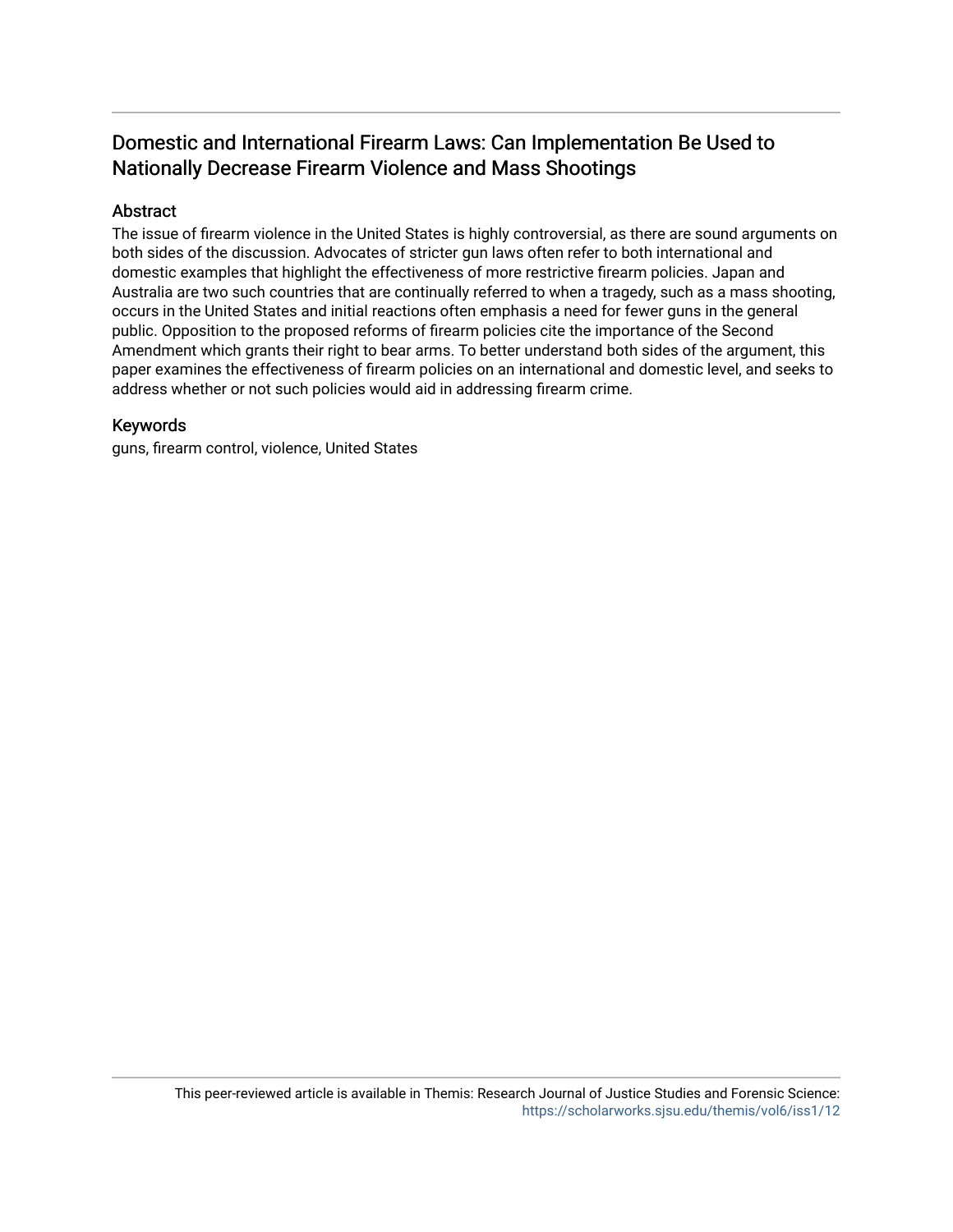# Domestic and International Firearm Laws: Can Implementation Be Used to Nationally Decrease Firearm Violence and Mass Shootings

## Abstract

The issue of firearm violence in the United States is highly controversial, as there are sound arguments on both sides of the discussion. Advocates of stricter gun laws often refer to both international and domestic examples that highlight the effectiveness of more restrictive firearm policies. Japan and Australia are two such countries that are continually referred to when a tragedy, such as a mass shooting, occurs in the United States and initial reactions often emphasis a need for fewer guns in the general public. Opposition to the proposed reforms of firearm policies cite the importance of the Second Amendment which grants their right to bear arms. To better understand both sides of the argument, this paper examines the effectiveness of firearm policies on an international and domestic level, and seeks to address whether or not such policies would aid in addressing firearm crime.

## Keywords

guns, firearm control, violence, United States

This peer-reviewed article is available in Themis: Research Journal of Justice Studies and Forensic Science: https://scholarworks.sjsu.edu/themis/vol6/iss1/12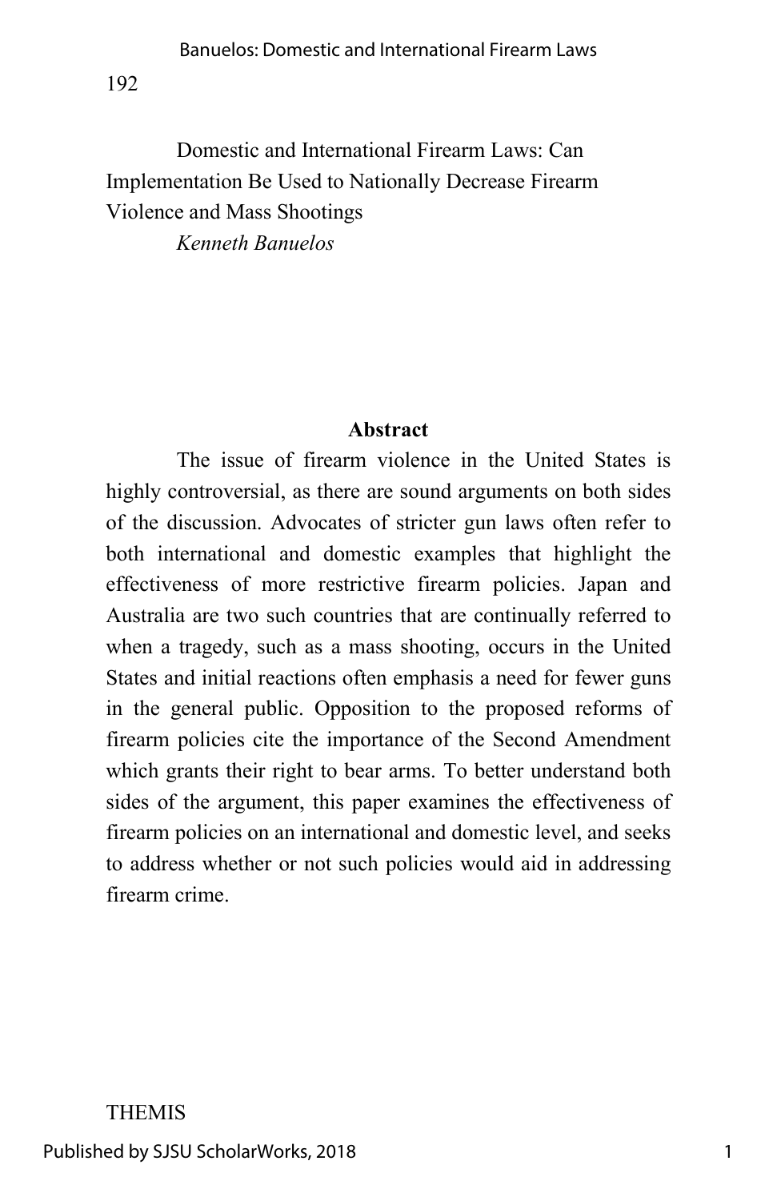Domestic and International Firearm Laws: Can Implementation Be Used to Nationally Decrease Firearm Violence and Mass Shootings

*Kenneth Banuelos*

## Abstract

The issue of firearm violence in the United States is highly controversial, as there are sound arguments on both sides of the discussion. Advocates of stricter gun laws often refer to both international and domestic examples that highlight the effectiveness of more restrictive firearm policies. Japan and Australia are two such countries that are continually referred to when a tragedy, such as a mass shooting, occurs in the United States and initial reactions often emphasis a need for fewer guns in the general public. Opposition to the proposed reforms of firearm policies cite the importance of the Second Amendment which grants their right to bear arms. To better understand both sides of the argument, this paper examines the effectiveness of firearm policies on an international and domestic level, and seeks to address whether or not such policies would aid in addressing firearm crime.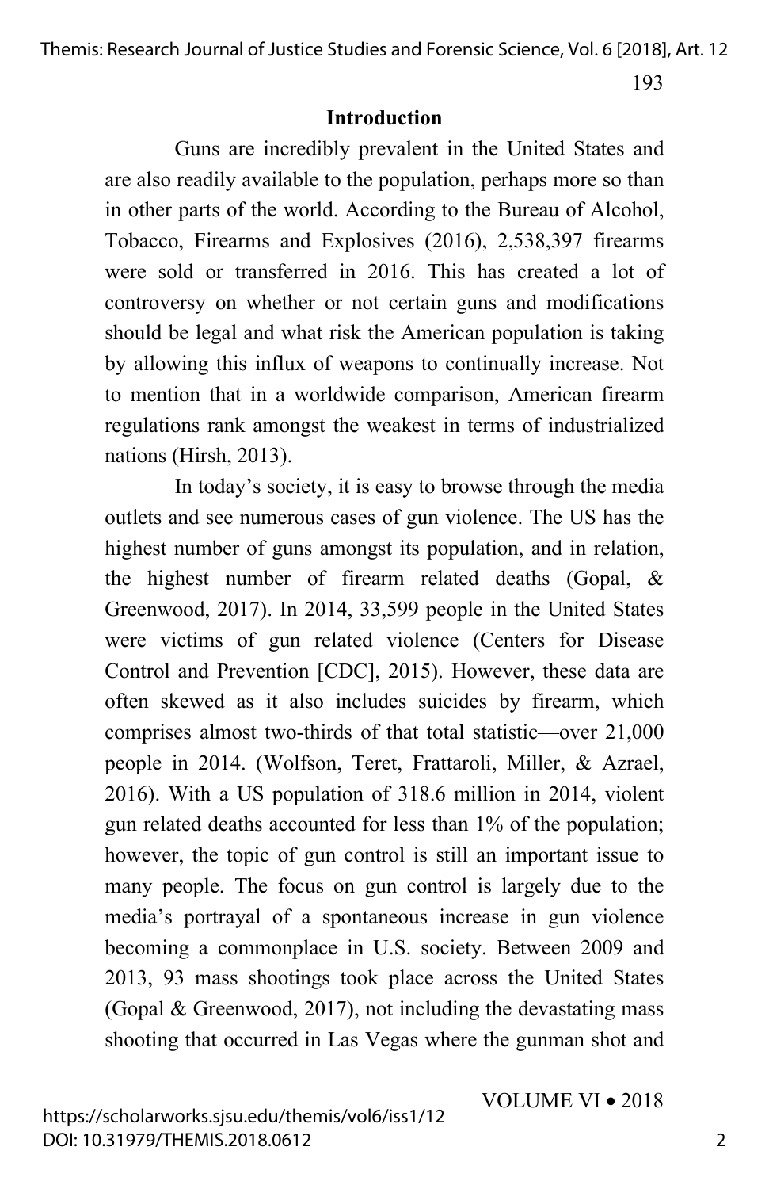## Introduction

Guns are incredibly prevalent in the United States and are also readily available to the population, perhaps more so than in other parts of the world. According to the Bureau of Alcohol, Tobacco, Firearms and Explosives (2016), 2,538,397 firearms were sold or transferred in 2016. This has created a lot of controversy on whether or not certain guns and modifications should be legal and what risk the American population is taking by allowing this influx of weapons to continually increase. Not to mention that in a worldwide comparison, American firearm regulations rank amongst the weakest in terms of industrialized nations (Hirsh, 2013).

In today's society, it is easy to browse through the media outlets and see numerous cases of gun violence. The US has the highest number of guns amongst its population, and in relation, the highest number of firearm related deaths (Gopal, & Greenwood, 2017). In 2014, 33,599 people in the United States were victims of gun related violence (Centers for Disease Control and Prevention [CDC], 2015). However, these data are often skewed as it also includes suicides by firearm, which comprises almost two-thirds of that total statistic—over 21,000 people in 2014. (Wolfson, Teret, Frattaroli, Miller, & Azrael, 2016). With a US population of 318.6 million in 2014, violent gun related deaths accounted for less than 1% of the population; however, the topic of gun control is still an important issue to many people. The focus on gun control is largely due to the media's portrayal of a spontaneous increase in gun violence becoming a commonplace in U.S. society. Between 2009 and 2013, 93 mass shootings took place across the United States (Gopal & Greenwood, 2017), not including the devastating mass shooting that occurred in Las Vegas where the gunman shot and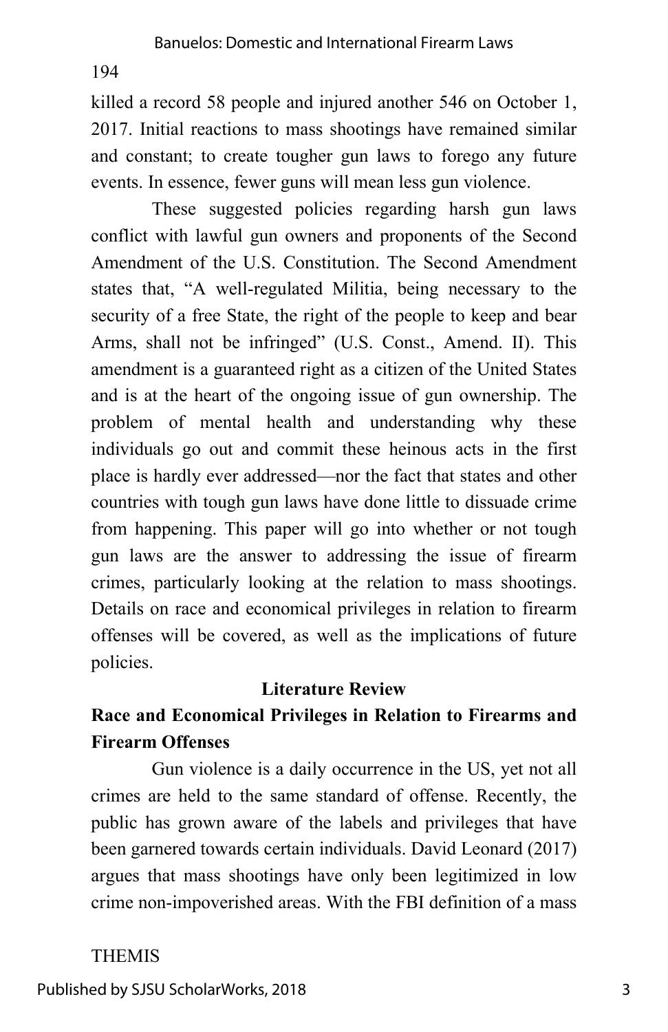killed a record 58 people and injured another 546 on October 1, 2017. Initial reactions to mass shootings have remained similar and constant; to create tougher gun laws to forego any future events. In essence, fewer guns will mean less gun violence.

These suggested policies regarding harsh gun laws conflict with lawful gun owners and proponents of the Second Amendment of the U.S. Constitution. The Second Amendment states that, "A well-regulated Militia, being necessary to the security of a free State, the right of the people to keep and bear Arms, shall not be infringed" (U.S. Const., Amend. II). This amendment is a guaranteed right as a citizen of the United States and is at the heart of the ongoing issue of gun ownership. The problem of mental health and understanding why these individuals go out and commit these heinous acts in the first place is hardly ever addressed—nor the fact that states and other countries with tough gun laws have done little to dissuade crime from happening. This paper will go into whether or not tough gun laws are the answer to addressing the issue of firearm crimes, particularly looking at the relation to mass shootings. Details on race and economical privileges in relation to firearm offenses will be covered, as well as the implications of future policies.

## Literature Review

### Race and Economical Privileges in Relation to Firearms and Firearm Offenses

Gun violence is a daily occurrence in the US, yet not all crimes are held to the same standard of offense. Recently, the public has grown aware of the labels and privileges that have been garnered towards certain individuals. David Leonard (2017) argues that mass shootings have only been legitimized in low crime non-impoverished areas. With the FBI definition of a mass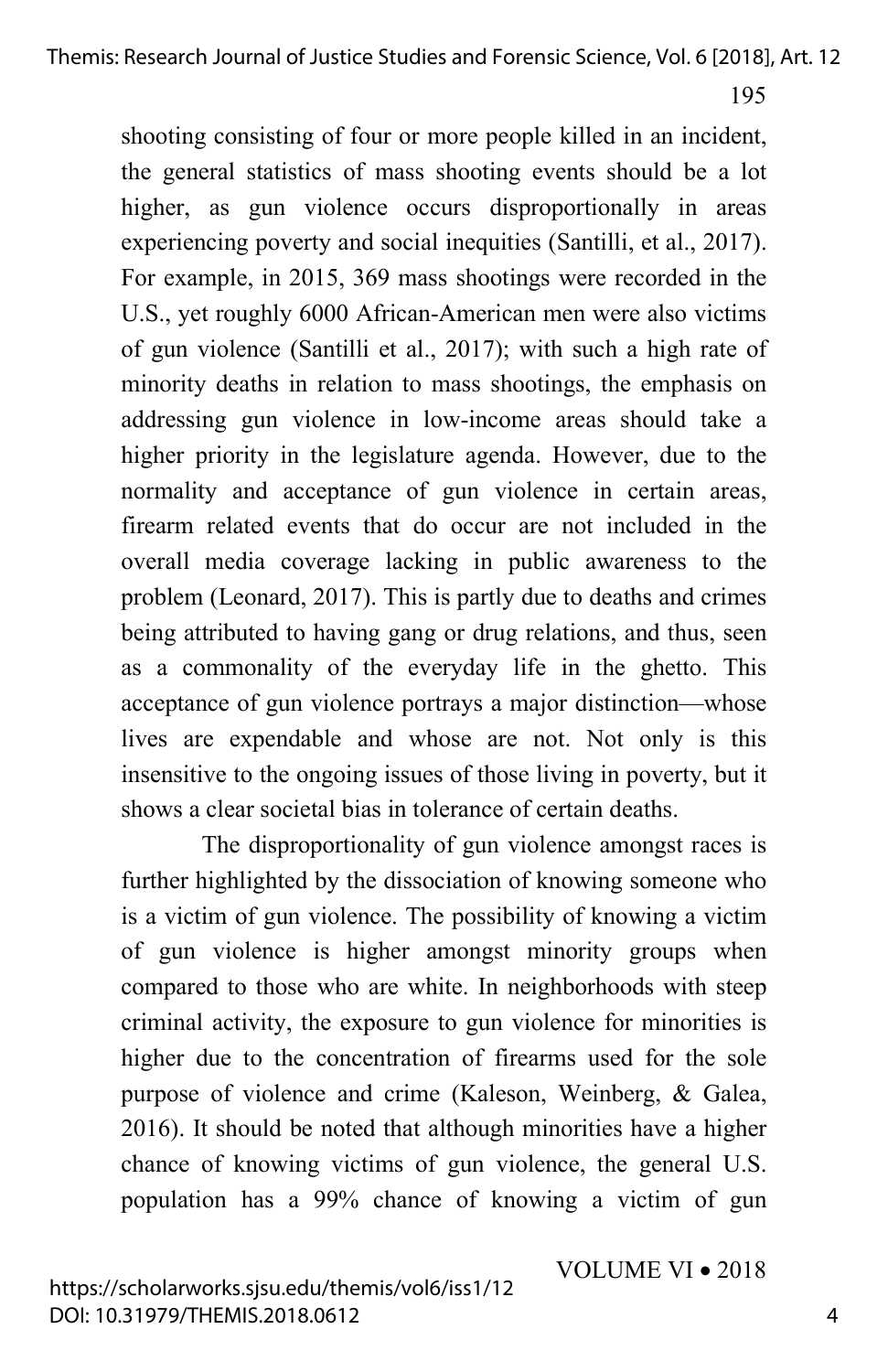shooting consisting of four or more people killed in an incident, the general statistics of mass shooting events should be a lot higher, as gun violence occurs disproportionally in areas experiencing poverty and social inequities (Santilli, et al., 2017). For example, in 2015, 369 mass shootings were recorded in the U.S., yet roughly 6000 African-American men were also victims of gun violence (Santilli et al., 2017); with such a high rate of minority deaths in relation to mass shootings, the emphasis on addressing gun violence in low-income areas should take a higher priority in the legislature agenda. However, due to the normality and acceptance of gun violence in certain areas, firearm related events that do occur are not included in the overall media coverage lacking in public awareness to the problem (Leonard, 2017). This is partly due to deaths and crimes being attributed to having gang or drug relations, and thus, seen as a commonality of the everyday life in the ghetto. This acceptance of gun violence portrays a major distinction—whose lives are expendable and whose are not. Not only is this insensitive to the ongoing issues of those living in poverty, but it shows a clear societal bias in tolerance of certain deaths.

The disproportionality of gun violence amongst races is further highlighted by the dissociation of knowing someone who is a victim of gun violence. The possibility of knowing a victim of gun violence is higher amongst minority groups when compared to those who are white. In neighborhoods with steep criminal activity, the exposure to gun violence for minorities is higher due to the concentration of firearms used for the sole purpose of violence and crime (Kaleson, Weinberg, & Galea, 2016). It should be noted that although minorities have a higher chance of knowing victims of gun violence, the general U.S. population has a 99% chance of knowing a victim of gun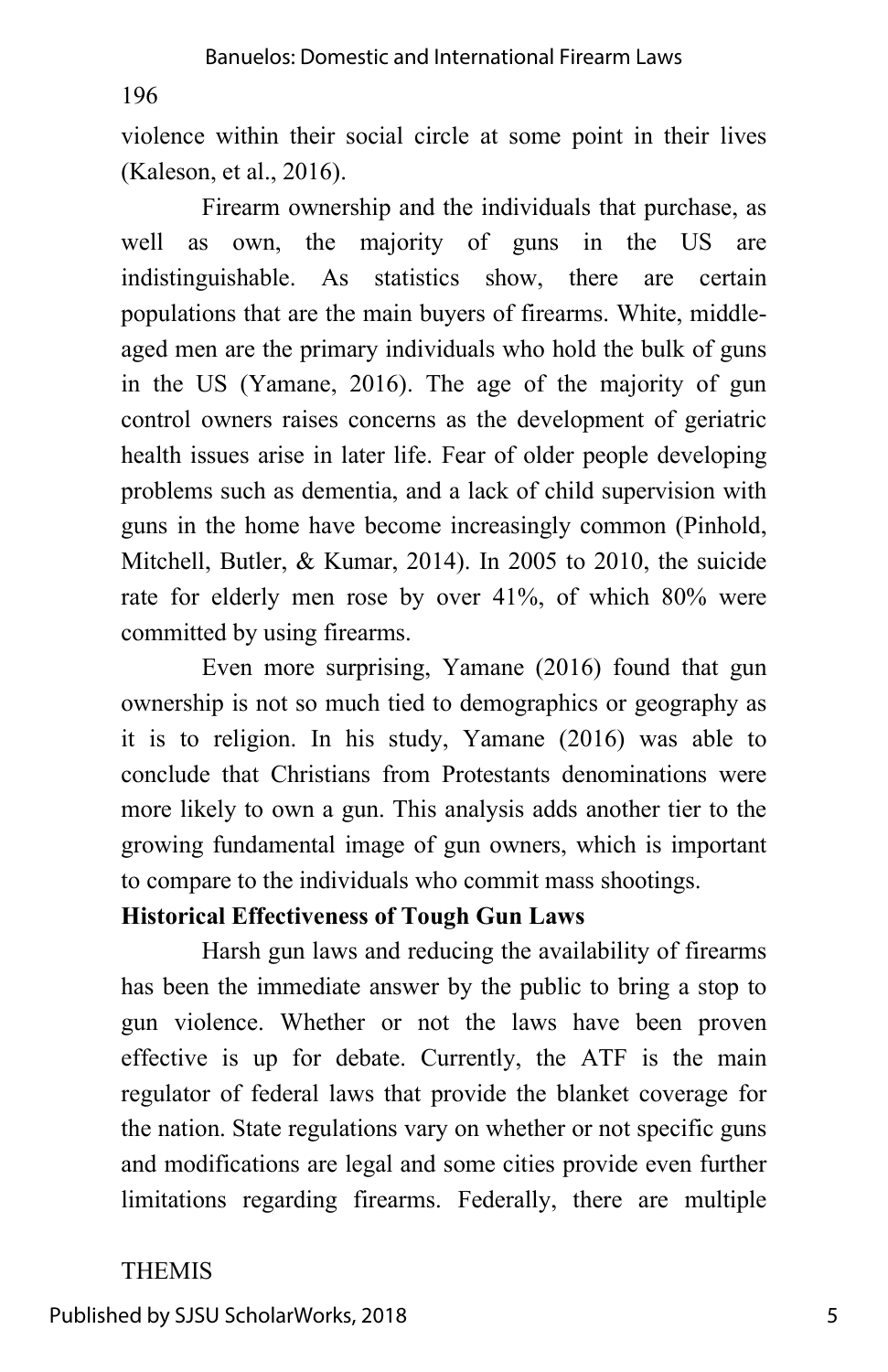violence within their social circle at some point in their lives (Kaleson, et al., 2016).

Firearm ownership and the individuals that purchase, as well as own, the majority of guns in the US are indistinguishable. As statistics show, there are certain populations that are the main buyers of firearms. White, middle-aged men are the primary individuals who hold the bulk of guns in the US (Yamane, 2016). The age of the majority of gun control owners raises concerns as the development of geriatric health issues arise in later life. Fear of older people developing problems such as dementia, and a lack of child supervision with guns in the home have become increasingly common (Pinhold, Mitchell, Butler, & Kumar, 2014). In 2005 to 2010, the suicide rate for elderly men rose by over 41%, of which 80% were committed by using firearms.

Even more surprising, Yamane (2016) found that gun ownership is not so much tied to demographics or geography as it is to religion. In his study, Yamane (2016) was able to conclude that Christians from Protestants denominations were more likely to own a gun. This analysis adds another tier to the growing fundamental image of gun owners, which is important to compare to the individuals who commit mass shootings.

**Historical Effectiveness of Tough Gun Laws**

Harsh gun laws and reducing the availability of firearms has been the immediate answer by the public to bring a stop to gun violence. Whether or not the laws have been proven effective is up for debate. Currently, the ATF is the main regulator of federal laws that provide the blanket coverage for the nation. State regulations vary on whether or not specific guns and modifications are legal and some cities provide even further limitations regarding firearms. Federally, there are multiple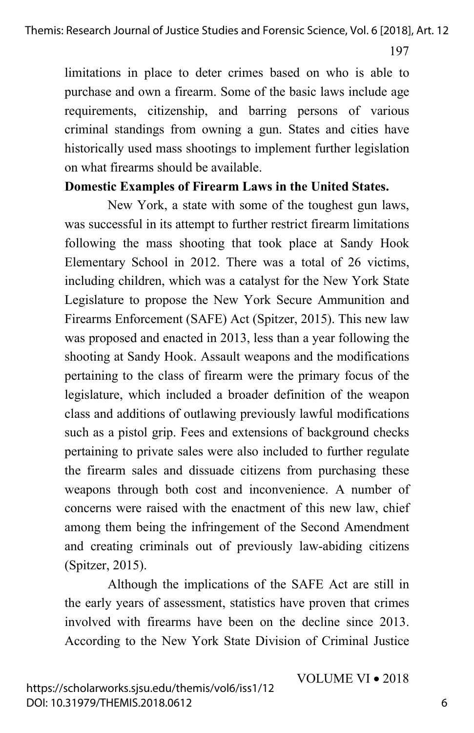limitations in place to deter crimes based on who is able to purchase and own a firearm. Some of the basic laws include age requirements, citizenship, and barring persons of various criminal standings from owning a gun. States and cities have historically used mass shootings to implement further legislation on what firearms should be available.

**Domestic Examples of Firearm Laws in the United States.**

New York, a state with some of the toughest gun laws, was successful in its attempt to further restrict firearm limitations following the mass shooting that took place at Sandy Hook Elementary School in 2012. There was a total of 26 victims, including children, which was a catalyst for the New York State Legislature to propose the New York Secure Ammunition and Firearms Enforcement (SAFE) Act (Spitzer, 2015). This new law was proposed and enacted in 2013, less than a year following the shooting at Sandy Hook. Assault weapons and the modifications pertaining to the class of firearm were the primary focus of the legislature, which included a broader definition of the weapon class and additions of outlawing previously lawful modifications such as a pistol grip. Fees and extensions of background checks pertaining to private sales were also included to further regulate the firearm sales and dissuade citizens from purchasing these weapons through both cost and inconvenience. A number of concerns were raised with the enactment of this new law, chief among them being the infringement of the Second Amendment and creating criminals out of previously law-abiding citizens (Spitzer, 2015).

Although the implications of the SAFE Act are still in the early years of assessment, statistics have proven that crimes involved with firearms have been on the decline since 2013. According to the New York State Division of Criminal Justice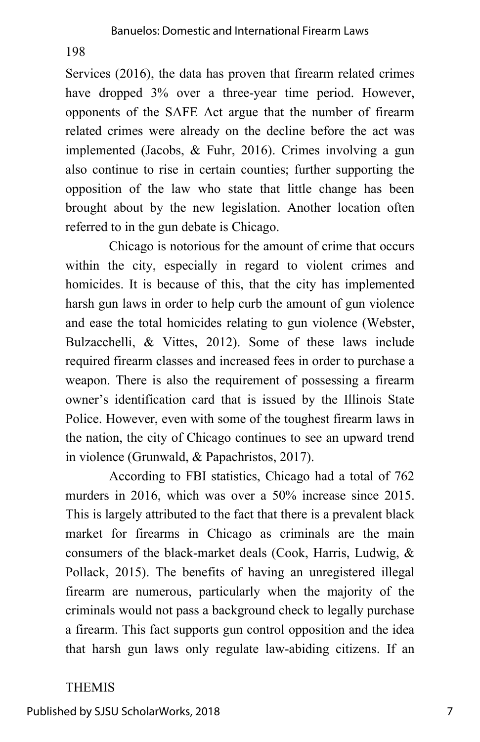Services (2016), the data has proven that firearm related crimes have dropped 3% over a three-year time period. However, opponents of the SAFE Act argue that the number of firearm related crimes were already on the decline before the act was implemented (Jacobs, & Fuhr, 2016). Crimes involving a gun also continue to rise in certain counties; further supporting the opposition of the law who state that little change has been brought about by the new legislation. Another location often referred to in the gun debate is Chicago.

Chicago is notorious for the amount of crime that occurs within the city, especially in regard to violent crimes and homicides. It is because of this, that the city has implemented harsh gun laws in order to help curb the amount of gun violence and ease the total homicides relating to gun violence (Webster, Bulzacchelli, & Vittes, 2012). Some of these laws include required firearm classes and increased fees in order to purchase a weapon. There is also the requirement of possessing a firearm owner's identification card that is issued by the Illinois State Police. However, even with some of the toughest firearm laws in the nation, the city of Chicago continues to see an upward trend in violence (Grunwald, & Papachristos, 2017).

According to FBI statistics, Chicago had a total of 762 murders in 2016, which was over a 50% increase since 2015. This is largely attributed to the fact that there is a prevalent black market for firearms in Chicago as criminals are the main consumers of the black-market deals (Cook, Harris, Ludwig, & Pollack, 2015). The benefits of having an unregistered illegal firearm are numerous, particularly when the majority of the criminals would not pass a background check to legally purchase a firearm. This fact supports gun control opposition and the idea that harsh gun laws only regulate law-abiding citizens. If an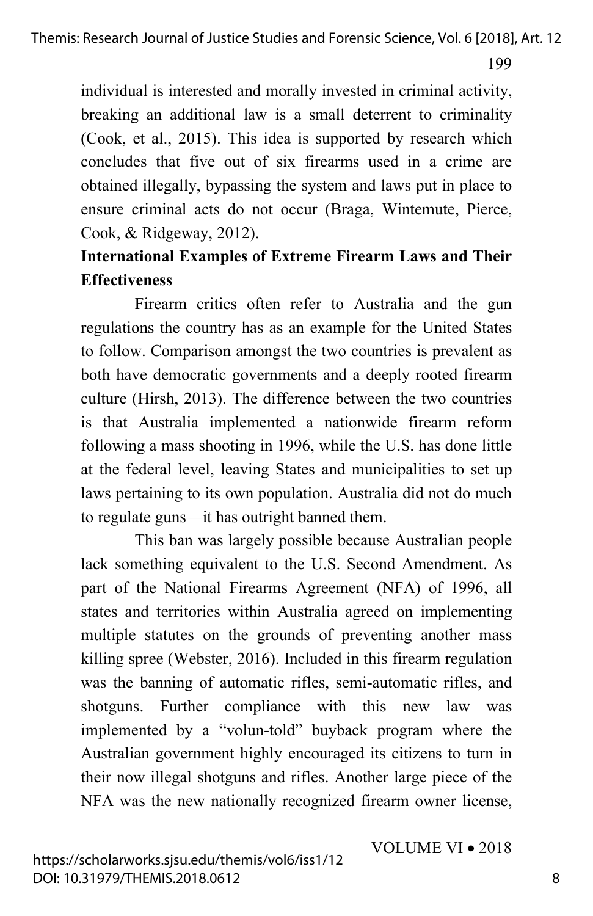individual is interested and morally invested in criminal activity, breaking an additional law is a small deterrent to criminality (Cook, et al., 2015). This idea is supported by research which concludes that five out of six firearms used in a crime are obtained illegally, bypassing the system and laws put in place to ensure criminal acts do not occur (Braga, Wintemute, Pierce, Cook, & Ridgeway, 2012).

## International Examples of Extreme Firearm Laws and Their Effectiveness

Firearm critics often refer to Australia and the gun regulations the country has as an example for the United States to follow. Comparison amongst the two countries is prevalent as both have democratic governments and a deeply rooted firearm culture (Hirsh, 2013). The difference between the two countries is that Australia implemented a nationwide firearm reform following a mass shooting in 1996, while the U.S. has done little at the federal level, leaving States and municipalities to set up laws pertaining to its own population. Australia did not do much to regulate guns—it has outright banned them.

This ban was largely possible because Australian people lack something equivalent to the U.S. Second Amendment. As part of the National Firearms Agreement (NFA) of 1996, all states and territories within Australia agreed on implementing multiple statutes on the grounds of preventing another mass killing spree (Webster, 2016). Included in this firearm regulation was the banning of automatic rifles, semi-automatic rifles, and shotguns. Further compliance with this new law was implemented by a "volun-told" buyback program where the Australian government highly encouraged its citizens to turn in their now illegal shotguns and rifles. Another large piece of the NFA was the new nationally recognized firearm owner license,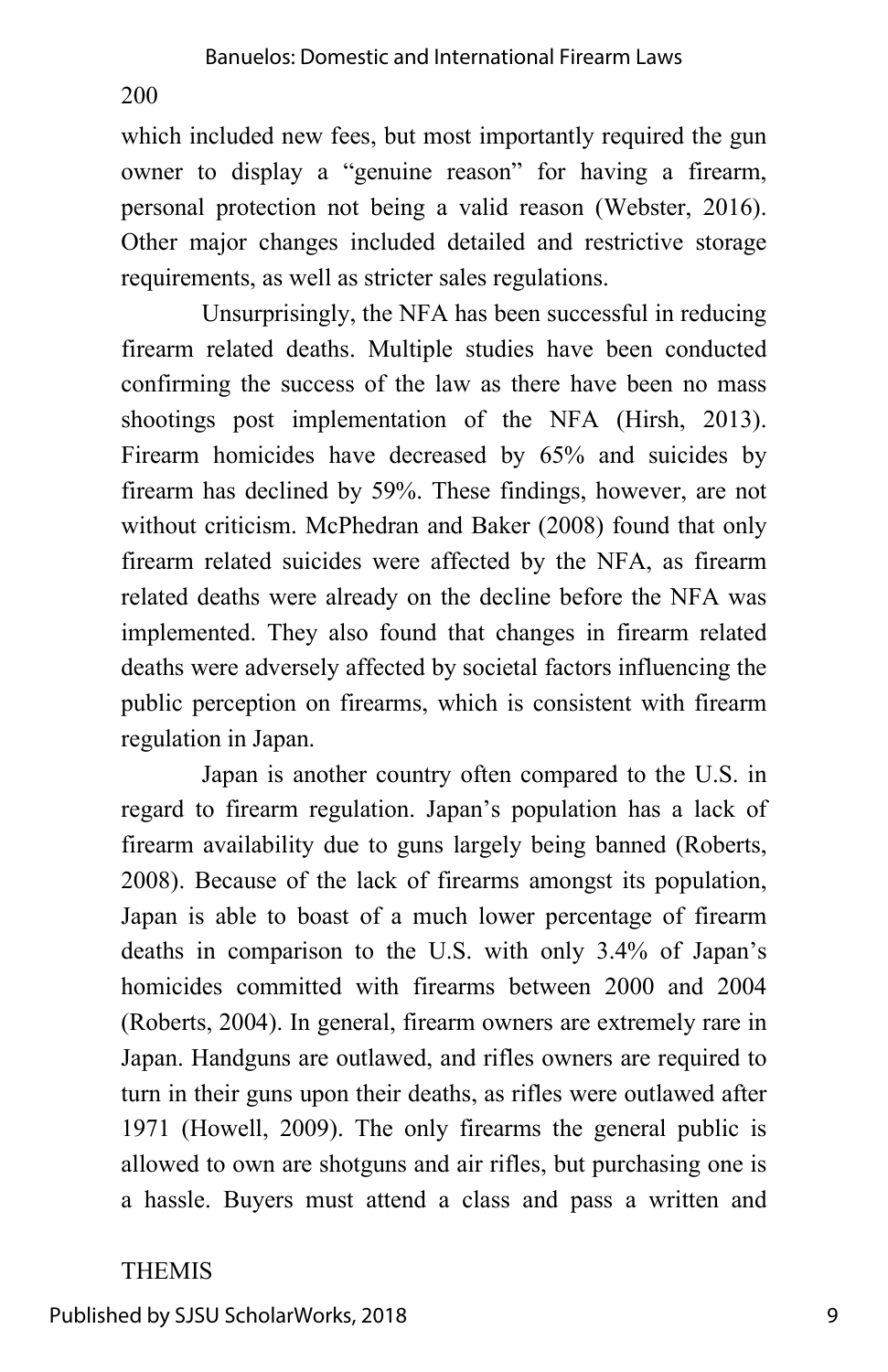which included new fees, but most importantly required the gun owner to display a "genuine reason" for having a firearm, personal protection not being a valid reason (Webster, 2016). Other major changes included detailed and restrictive storage requirements, as well as stricter sales regulations.

Unsurprisingly, the NFA has been successful in reducing firearm related deaths. Multiple studies have been conducted confirming the success of the law as there have been no mass shootings post implementation of the NFA (Hirsh, 2013). Firearm homicides have decreased by 65% and suicides by firearm has declined by 59%. These findings, however, are not without criticism. McPhedran and Baker (2008) found that only firearm related suicides were affected by the NFA, as firearm related deaths were already on the decline before the NFA was implemented. They also found that changes in firearm related deaths were adversely affected by societal factors influencing the public perception on firearms, which is consistent with firearm regulation in Japan.

Japan is another country often compared to the U.S. in regard to firearm regulation. Japan's population has a lack of firearm availability due to guns largely being banned (Roberts, 2008). Because of the lack of firearms amongst its population, Japan is able to boast of a much lower percentage of firearm deaths in comparison to the U.S. with only 3.4% of Japan's homicides committed with firearms between 2000 and 2004 (Roberts, 2004). In general, firearm owners are extremely rare in Japan. Handguns are outlawed, and rifles owners are required to turn in their guns upon their deaths, as rifles were outlawed after 1971 (Howell, 2009). The only firearms the general public is allowed to own are shotguns and air rifles, but purchasing one is a hassle. Buyers must attend a class and pass a written and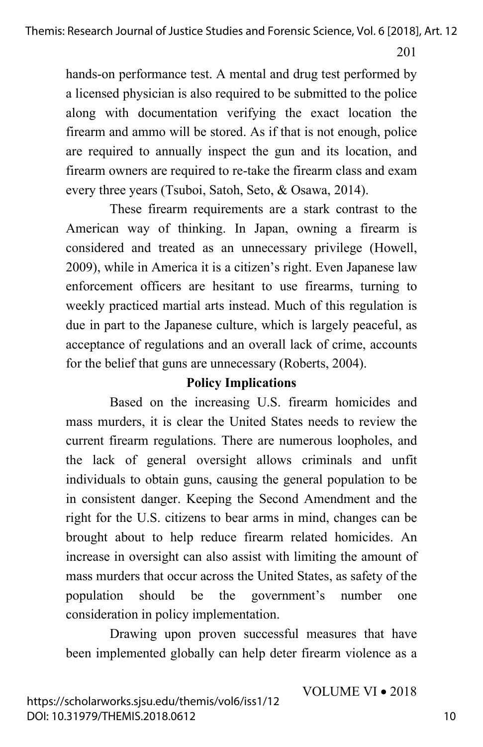hands-on performance test. A mental and drug test performed by a licensed physician is also required to be submitted to the police along with documentation verifying the exact location the firearm and ammo will be stored. As if that is not enough, police are required to annually inspect the gun and its location, and firearm owners are required to re-take the firearm class and exam every three years (Tsuboi, Satoh, Seto, & Osawa, 2014).

These firearm requirements are a stark contrast to the American way of thinking. In Japan, owning a firearm is considered and treated as an unnecessary privilege (Howell, 2009), while in America it is a citizen's right. Even Japanese law enforcement officers are hesitant to use firearms, turning to weekly practiced martial arts instead. Much of this regulation is due in part to the Japanese culture, which is largely peaceful, as acceptance of regulations and an overall lack of crime, accounts for the belief that guns are unnecessary (Roberts, 2004).

## Policy Implications

Based on the increasing U.S. firearm homicides and mass murders, it is clear the United States needs to review the current firearm regulations. There are numerous loopholes, and the lack of general oversight allows criminals and unfit individuals to obtain guns, causing the general population to be in consistent danger. Keeping the Second Amendment and the right for the U.S. citizens to bear arms in mind, changes can be brought about to help reduce firearm related homicides. An increase in oversight can also assist with limiting the amount of mass murders that occur across the United States, as safety of the population should be the government's number one consideration in policy implementation.

Drawing upon proven successful measures that have been implemented globally can help deter firearm violence as a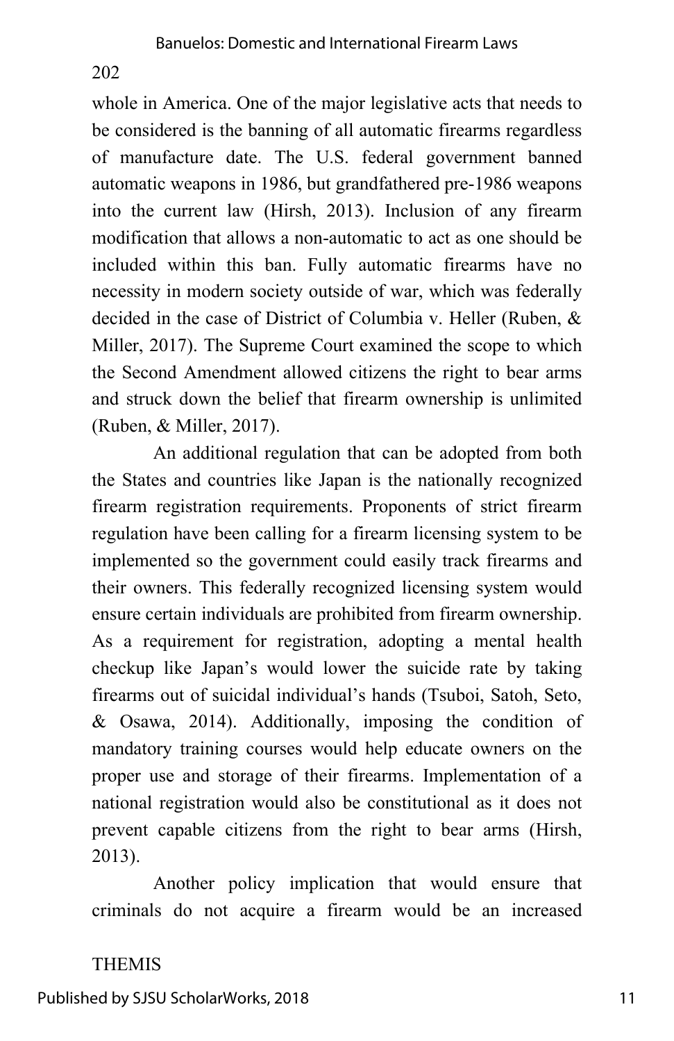whole in America. One of the major legislative acts that needs to be considered is the banning of all automatic firearms regardless of manufacture date. The U.S. federal government banned automatic weapons in 1986, but grandfathered pre-1986 weapons into the current law (Hirsh, 2013). Inclusion of any firearm modification that allows a non-automatic to act as one should be included within this ban. Fully automatic firearms have no necessity in modern society outside of war, which was federally decided in the case of District of Columbia v. Heller (Ruben, & Miller, 2017). The Supreme Court examined the scope to which the Second Amendment allowed citizens the right to bear arms and struck down the belief that firearm ownership is unlimited (Ruben, & Miller, 2017).

An additional regulation that can be adopted from both the States and countries like Japan is the nationally recognized firearm registration requirements. Proponents of strict firearm regulation have been calling for a firearm licensing system to be implemented so the government could easily track firearms and their owners. This federally recognized licensing system would ensure certain individuals are prohibited from firearm ownership. As a requirement for registration, adopting a mental health checkup like Japan's would lower the suicide rate by taking firearms out of suicidal individual's hands (Tsuboi, Satoh, Seto, & Osawa, 2014). Additionally, imposing the condition of mandatory training courses would help educate owners on the proper use and storage of their firearms. Implementation of a national registration would also be constitutional as it does not prevent capable citizens from the right to bear arms (Hirsh, 2013).

Another policy implication that would ensure that criminals do not acquire a firearm would be an increased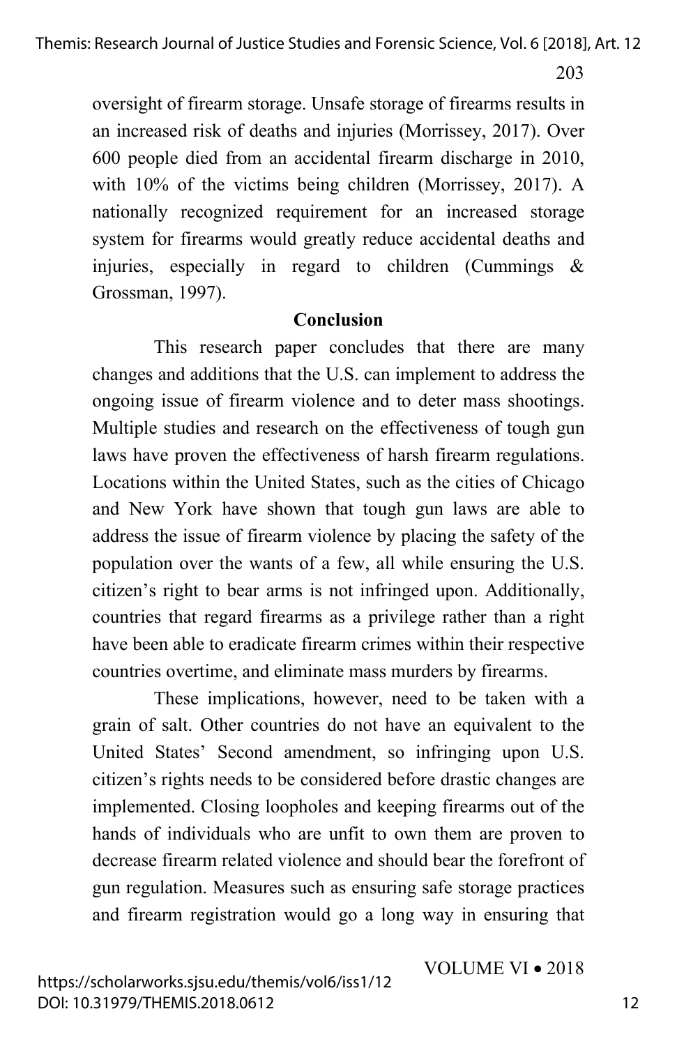oversight of firearm storage. Unsafe storage of firearms results in an increased risk of deaths and injuries (Morrissey, 2017). Over 600 people died from an accidental firearm discharge in 2010, with 10% of the victims being children (Morrissey, 2017). A nationally recognized requirement for an increased storage system for firearms would greatly reduce accidental deaths and injuries, especially in regard to children (Cummings & Grossman, 1997).

## Conclusion

This research paper concludes that there are many changes and additions that the U.S. can implement to address the ongoing issue of firearm violence and to deter mass shootings. Multiple studies and research on the effectiveness of tough gun laws have proven the effectiveness of harsh firearm regulations. Locations within the United States, such as the cities of Chicago and New York have shown that tough gun laws are able to address the issue of firearm violence by placing the safety of the population over the wants of a few, all while ensuring the U.S. citizen's right to bear arms is not infringed upon. Additionally, countries that regard firearms as a privilege rather than a right have been able to eradicate firearm crimes within their respective countries overtime, and eliminate mass murders by firearms.

These implications, however, need to be taken with a grain of salt. Other countries do not have an equivalent to the United States' Second amendment, so infringing upon U.S. citizen's rights needs to be considered before drastic changes are implemented. Closing loopholes and keeping firearms out of the hands of individuals who are unfit to own them are proven to decrease firearm related violence and should bear the forefront of gun regulation. Measures such as ensuring safe storage practices and firearm registration would go a long way in ensuring that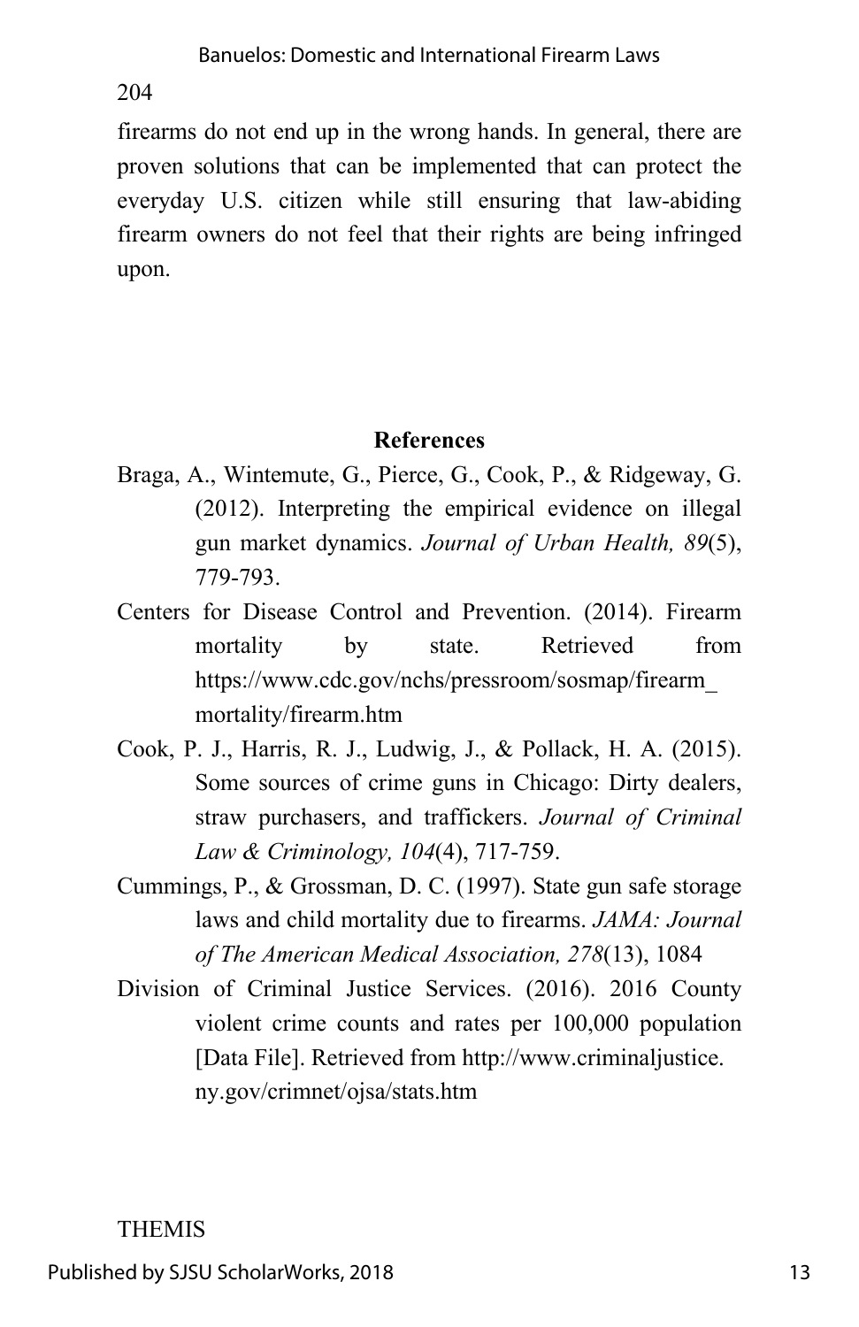firearms do not end up in the wrong hands. In general, there are proven solutions that can be implemented that can protect the everyday U.S. citizen while still ensuring that law-abiding firearm owners do not feel that their rights are being infringed upon.

## References

Braga, A., Wintemute, G., Pierce, G., Cook, P., & Ridgeway, G. (2012). Interpreting the empirical evidence on illegal gun market dynamics. *Journal of Urban Health, 89*(5), 779-793.

Centers for Disease Control and Prevention. (2014). Firearm mortality by state. Retrieved from https://www.cdc.gov/nchs/pressroom/sosmap/firearm_mortality/firearm.htm

Cook, P. J., Harris, R. J., Ludwig, J., & Pollack, H. A. (2015). Some sources of crime guns in Chicago: Dirty dealers, straw purchasers, and traffickers. *Journal of Criminal Law & Criminology, 104*(4), 717-759.

Cummings, P., & Grossman, D. C. (1997). State gun safe storage laws and child mortality due to firearms. *JAMA: Journal of The American Medical Association, 278*(13), 1084

Division of Criminal Justice Services. (2016). 2016 County violent crime counts and rates per 100,000 population [Data File]. Retrieved from http://www.criminaljustice.ny.gov/crimnet/ojsa/stats.htm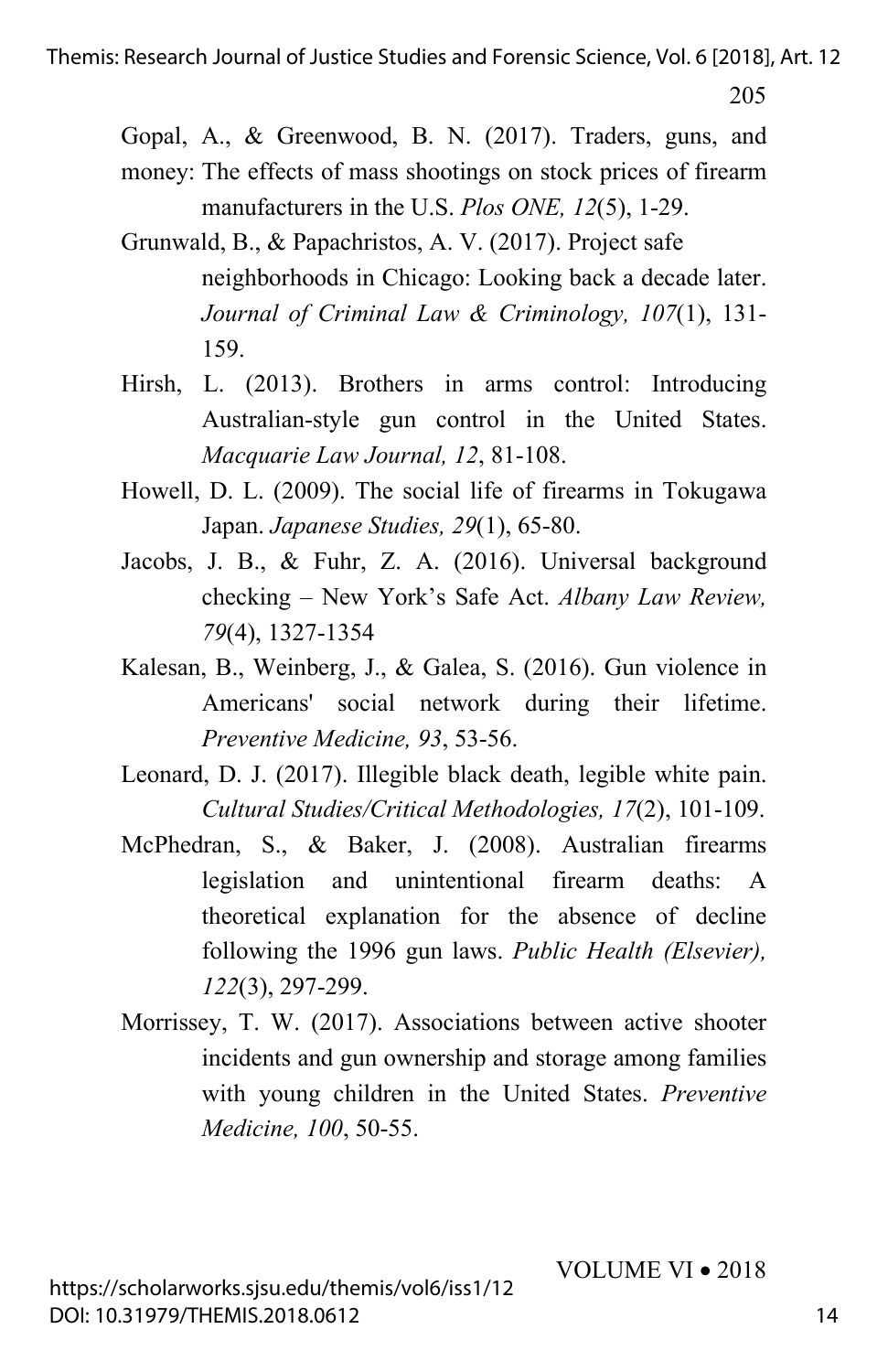Gopal, A., & Greenwood, B. N. (2017). Traders, guns, and money: The effects of mass shootings on stock prices of firearm manufacturers in the U.S. *Plos ONE, 12*(5), 1-29.

Grunwald, B., & Papachristos, A. V. (2017). Project safe neighborhoods in Chicago: Looking back a decade later. *Journal of Criminal Law & Criminology, 107*(1), 131-159.

Hirsh, L. (2013). Brothers in arms control: Introducing Australian-style gun control in the United States. *Macquarie Law Journal, 12*, 81-108.

Howell, D. L. (2009). The social life of firearms in Tokugawa Japan. *Japanese Studies, 29*(1), 65-80.

Jacobs, J. B., & Fuhr, Z. A. (2016). Universal background checking – New York's Safe Act. *Albany Law Review, 79*(4), 1327-1354

Kalesan, B., Weinberg, J., & Galea, S. (2016). Gun violence in Americans' social network during their lifetime. *Preventive Medicine, 93*, 53-56.

Leonard, D. J. (2017). Illegible black death, legible white pain. *Cultural Studies/Critical Methodologies, 17*(2), 101-109.

McPhedran, S., & Baker, J. (2008). Australian firearms legislation and unintentional firearm deaths: A theoretical explanation for the absence of decline following the 1996 gun laws. *Public Health (Elsevier), 122*(3), 297-299.

Morrissey, T. W. (2017). Associations between active shooter incidents and gun ownership and storage among families with young children in the United States. *Preventive Medicine, 100*, 50-55.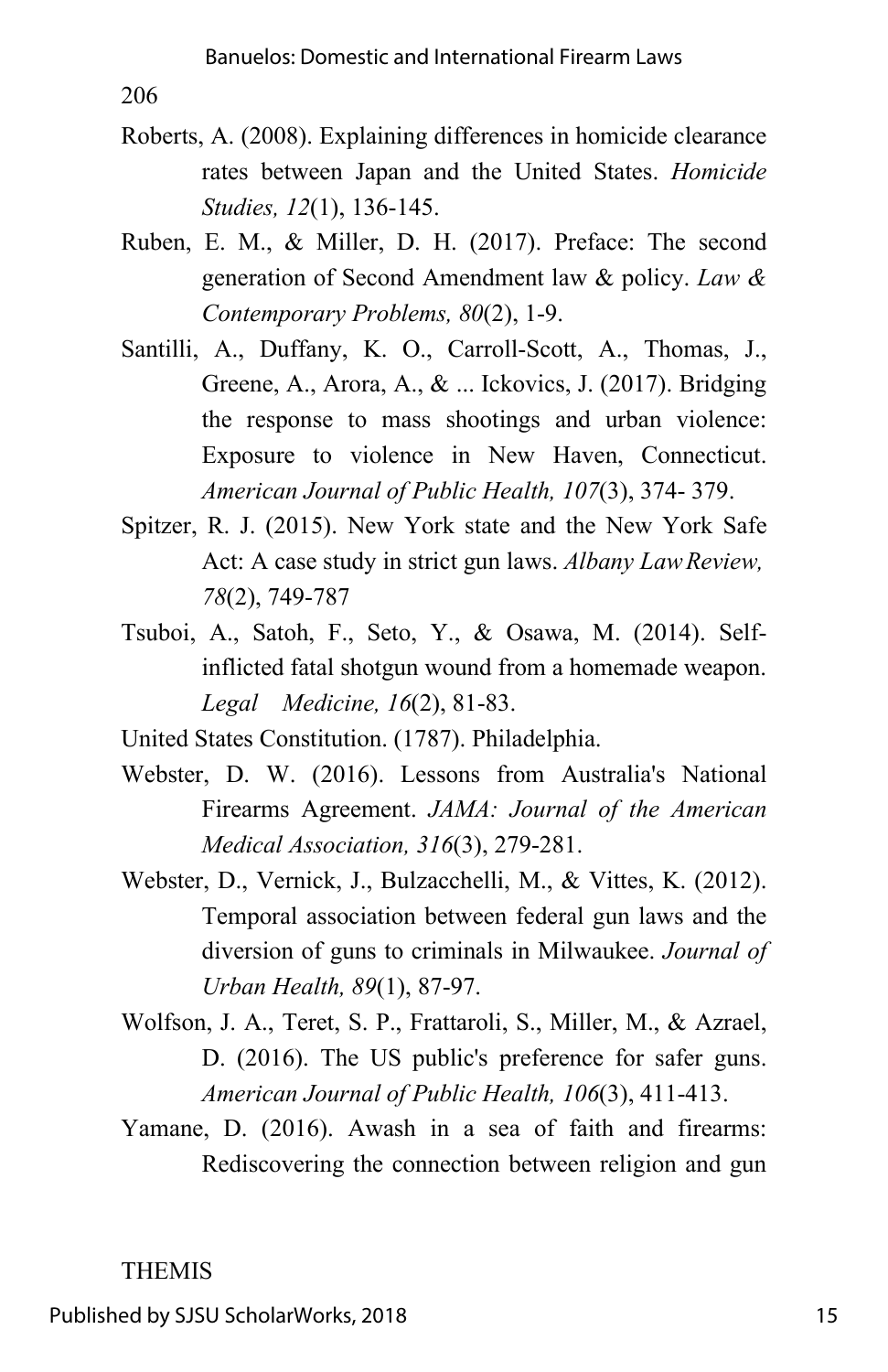Roberts, A. (2008). Explaining differences in homicide clearance rates between Japan and the United States. *Homicide Studies, 12*(1), 136-145.

Ruben, E. M., & Miller, D. H. (2017). Preface: The second generation of Second Amendment law & policy. *Law & Contemporary Problems, 80*(2), 1-9.

Santilli, A., Duffany, K. O., Carroll-Scott, A., Thomas, J., Greene, A., Arora, A., & ... Ickovics, J. (2017). Bridging the response to mass shootings and urban violence: Exposure to violence in New Haven, Connecticut. *American Journal of Public Health, 107*(3), 374- 379.

Spitzer, R. J. (2015). New York state and the New York Safe Act: A case study in strict gun laws. *Albany Law Review, 78*(2), 749-787

Tsuboi, A., Satoh, F., Seto, Y., & Osawa, M. (2014). Self-inflicted fatal shotgun wound from a homemade weapon. *Legal Medicine, 16*(2), 81-83.

United States Constitution. (1787). Philadelphia.

Webster, D. W. (2016). Lessons from Australia's National Firearms Agreement. *JAMA: Journal of the American Medical Association, 316*(3), 279-281.

Webster, D., Vernick, J., Bulzacchelli, M., & Vittes, K. (2012). Temporal association between federal gun laws and the diversion of guns to criminals in Milwaukee. *Journal of Urban Health, 89*(1), 87-97.

Wolfson, J. A., Teret, S. P., Frattaroli, S., Miller, M., & Azrael, D. (2016). The US public's preference for safer guns. *American Journal of Public Health, 106*(3), 411-413.

Yamane, D. (2016). Awash in a sea of faith and firearms: Rediscovering the connection between religion and gun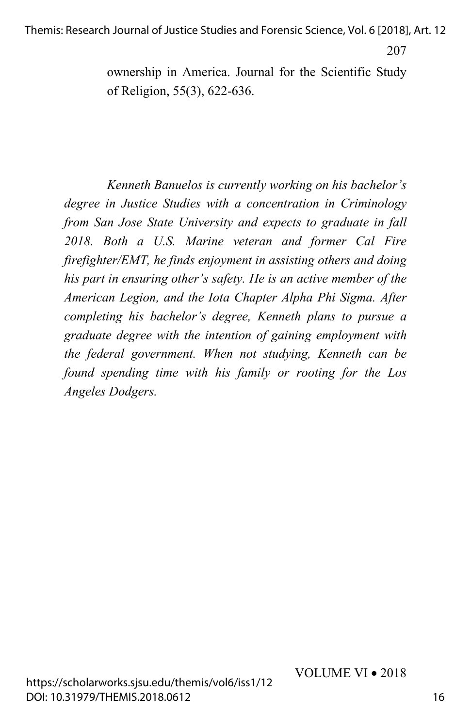ownership in America. Journal for the Scientific Study of Religion, 55(3), 622-636.

*Kenneth Banuelos is currently working on his bachelor's degree in Justice Studies with a concentration in Criminology from San Jose State University and expects to graduate in fall 2018. Both a U.S. Marine veteran and former Cal Fire firefighter/EMT, he finds enjoyment in assisting others and doing his part in ensuring other's safety. He is an active member of the American Legion, and the Iota Chapter Alpha Phi Sigma. After completing his bachelor's degree, Kenneth plans to pursue a graduate degree with the intention of gaining employment with the federal government. When not studying, Kenneth can be found spending time with his family or rooting for the Los Angeles Dodgers.*